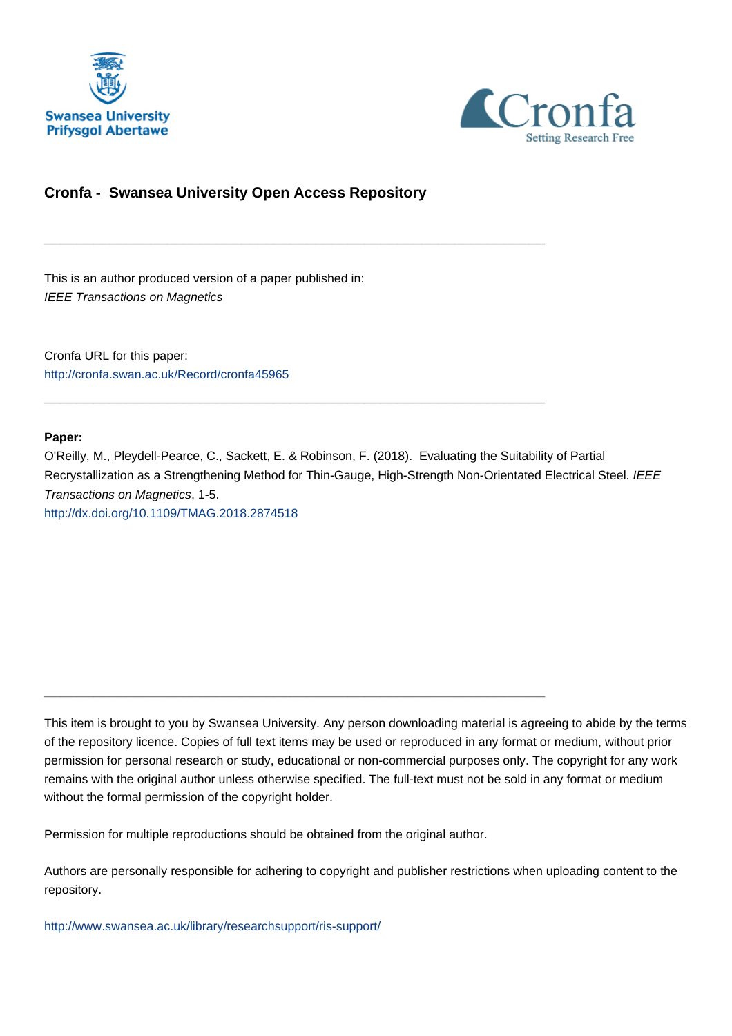**Cronfa - Swansea University Open Access Repository**

---

This is an author produced version of a paper published in:
*IEEE Transactions on Magnetics*

Cronfa URL for this paper:
http://cronfa.swan.ac.uk/Record/cronfa45965

---

**Paper:**
O'Reilly, M., Pleydell-Pearce, C., Sackett, E. & Robinson, F. (2018). Evaluating the Suitability of Partial Recrystallization as a Strengthening Method for Thin-Gauge, High-Strength Non-Orientated Electrical Steel. *IEEE Transactions on Magnetics*, 1-5.
http://dx.doi.org/10.1109/TMAG.2018.2874518

---

This item is brought to you by Swansea University. Any person downloading material is agreeing to abide by the terms of the repository licence. Copies of full text items may be used or reproduced in any format or medium, without prior permission for personal research or study, educational or non-commercial purposes only. The copyright for any work remains with the original author unless otherwise specified. The full-text must not be sold in any format or medium without the formal permission of the copyright holder.

Permission for multiple reproductions should be obtained from the original author.

Authors are personally responsible for adhering to copyright and publisher restrictions when uploading content to the repository.

http://www.swansea.ac.uk/library/researchsupport/ris-support/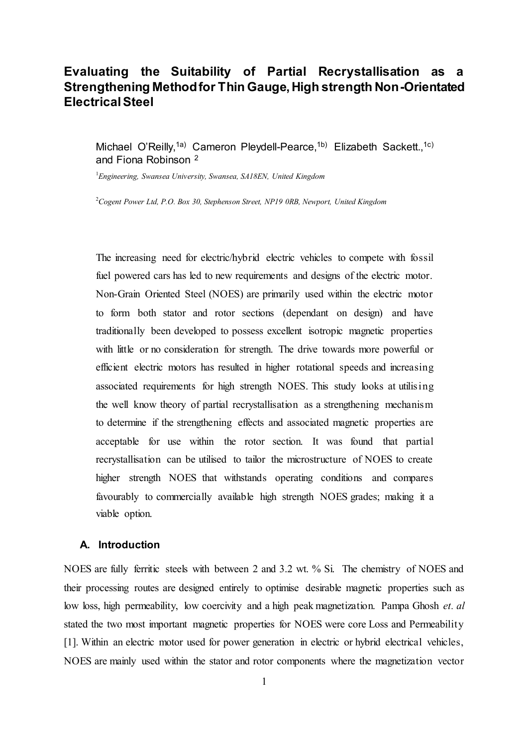# Evaluating the Suitability of Partial Recrystallisation as a Strengthening Method for Thin Gauge, High strength Non-Orientated Electrical Steel

Michael O'Reilly,[1a)] Cameron Pleydell-Pearce,[1b)] Elizabeth Sackett.,[1c)] and Fiona Robinson [2]

[1]*Engineering, Swansea University, Swansea, SA18EN, United Kingdom*

[2]*Cogent Power Ltd, P.O. Box 30, Stephenson Street, NP19 0RB, Newport, United Kingdom*

The increasing need for electric/hybrid electric vehicles to compete with fossil fuel powered cars has led to new requirements and designs of the electric motor. Non-Grain Oriented Steel (NOES) are primarily used within the electric motor to form both stator and rotor sections (dependant on design) and have traditionally been developed to possess excellent isotropic magnetic properties with little or no consideration for strength. The drive towards more powerful or efficient electric motors has resulted in higher rotational speeds and increasing associated requirements for high strength NOES. This study looks at utilising the well know theory of partial recrystallisation as a strengthening mechanism to determine if the strengthening effects and associated magnetic properties are acceptable for use within the rotor section. It was found that partial recrystallisation can be utilised to tailor the microstructure of NOES to create higher strength NOES that withstands operating conditions and compares favourably to commercially available high strength NOES grades; making it a viable option.

## A. Introduction

NOES are fully ferritic steels with between 2 and 3.2 wt. % Si. The chemistry of NOES and their processing routes are designed entirely to optimise desirable magnetic properties such as low loss, high permeability, low coercivity and a high peak magnetization. Pampa Ghosh *et. al* stated the two most important magnetic properties for NOES were core Loss and Permeability [1]. Within an electric motor used for power generation in electric or hybrid electrical vehicles, NOES are mainly used within the stator and rotor components where the magnetization vector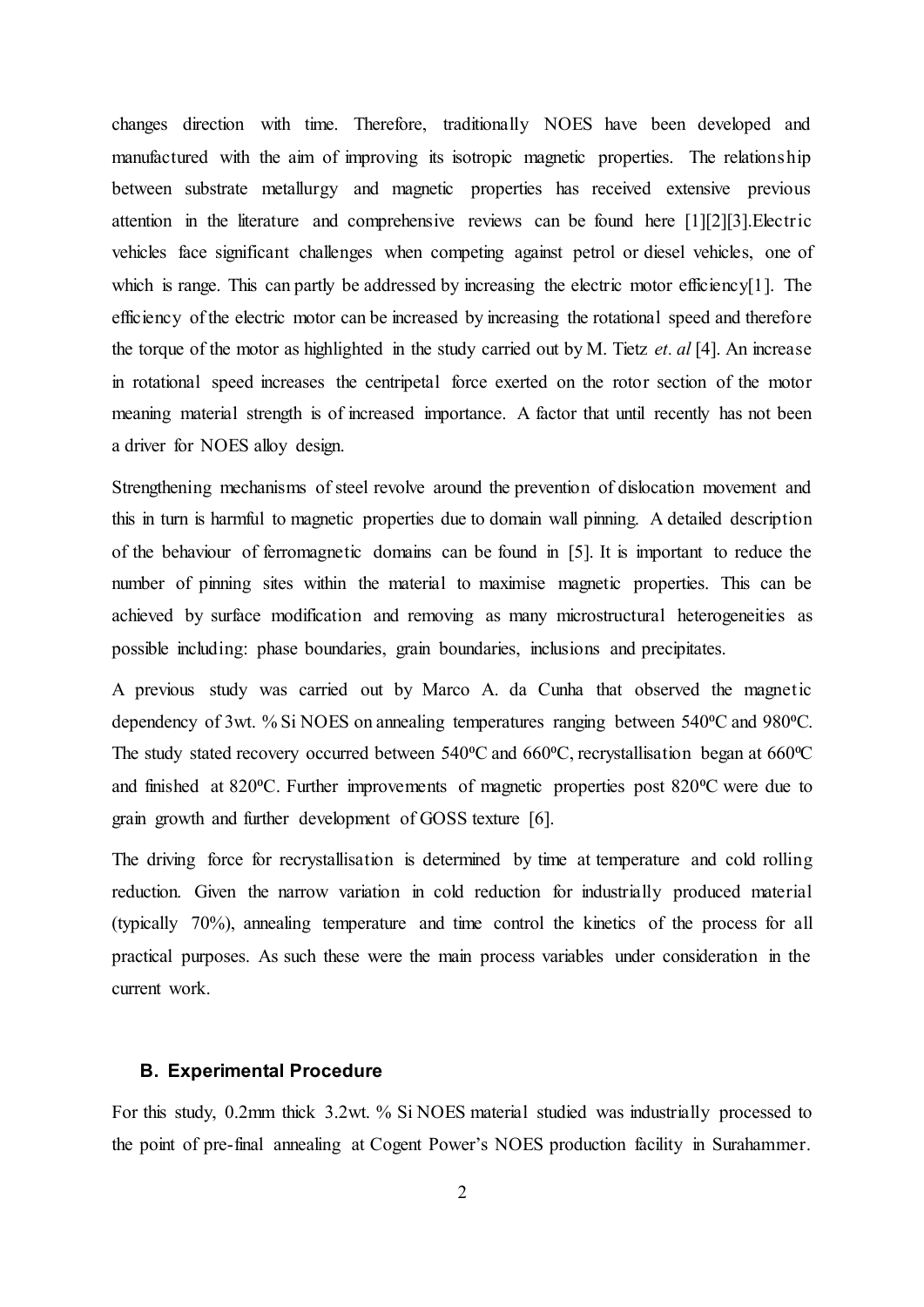changes direction with time. Therefore, traditionally NOES have been developed and manufactured with the aim of improving its isotropic magnetic properties. The relationship between substrate metallurgy and magnetic properties has received extensive previous attention in the literature and comprehensive reviews can be found here [1][2][3].Electric vehicles face significant challenges when competing against petrol or diesel vehicles, one of which is range. This can partly be addressed by increasing the electric motor efficiency[1]. The efficiency of the electric motor can be increased by increasing the rotational speed and therefore the torque of the motor as highlighted in the study carried out by M. Tietz *et. al* [4]. An increase in rotational speed increases the centripetal force exerted on the rotor section of the motor meaning material strength is of increased importance. A factor that until recently has not been a driver for NOES alloy design.

Strengthening mechanisms of steel revolve around the prevention of dislocation movement and this in turn is harmful to magnetic properties due to domain wall pinning. A detailed description of the behaviour of ferromagnetic domains can be found in [5]. It is important to reduce the number of pinning sites within the material to maximise magnetic properties. This can be achieved by surface modification and removing as many microstructural heterogeneities as possible including: phase boundaries, grain boundaries, inclusions and precipitates.

A previous study was carried out by Marco A. da Cunha that observed the magnetic dependency of 3wt. % Si NOES on annealing temperatures ranging between 540ºC and 980ºC. The study stated recovery occurred between 540ºC and 660ºC, recrystallisation began at 660ºC and finished at 820ºC. Further improvements of magnetic properties post 820ºC were due to grain growth and further development of GOSS texture [6].

The driving force for recrystallisation is determined by time at temperature and cold rolling reduction. Given the narrow variation in cold reduction for industrially produced material (typically 70%), annealing temperature and time control the kinetics of the process for all practical purposes. As such these were the main process variables under consideration in the current work.

### B. Experimental Procedure

For this study, 0.2mm thick 3.2wt. % Si NOES material studied was industrially processed to the point of pre-final annealing at Cogent Power's NOES production facility in Surahammer.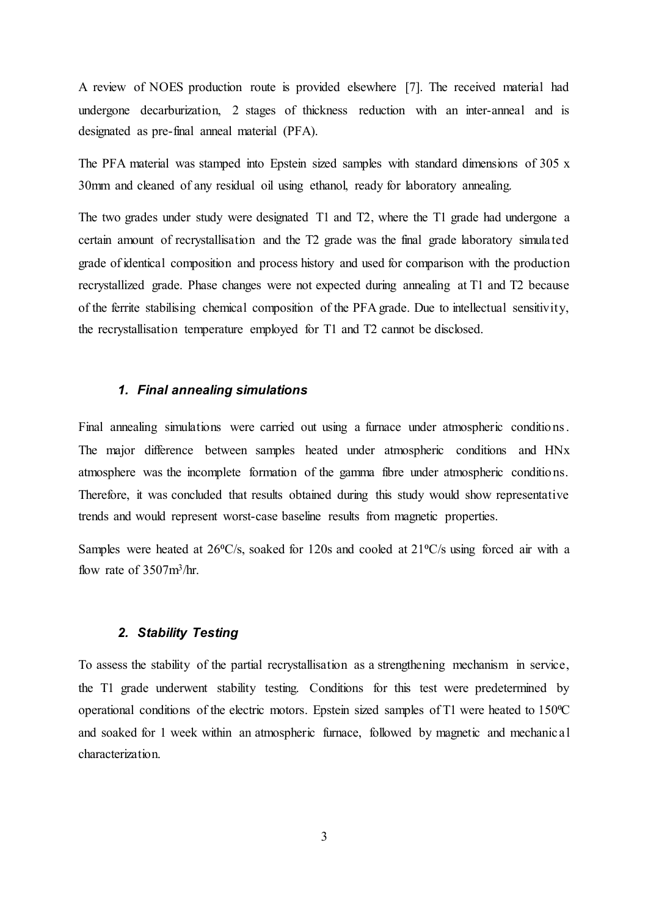A review of NOES production route is provided elsewhere [7]. The received material had undergone decarburization, 2 stages of thickness reduction with an inter-anneal and is designated as pre-final anneal material (PFA).

The PFA material was stamped into Epstein sized samples with standard dimensions of 305 x 30mm and cleaned of any residual oil using ethanol, ready for laboratory annealing.

The two grades under study were designated T1 and T2, where the T1 grade had undergone a certain amount of recrystallisation and the T2 grade was the final grade laboratory simulated grade of identical composition and process history and used for comparison with the production recrystallized grade. Phase changes were not expected during annealing at T1 and T2 because of the ferrite stabilising chemical composition of the PFA grade. Due to intellectual sensitivity, the recrystallisation temperature employed for T1 and T2 cannot be disclosed.

### *1. Final annealing simulations*

Final annealing simulations were carried out using a furnace under atmospheric conditions. The major difference between samples heated under atmospheric conditions and HNx atmosphere was the incomplete formation of the gamma fibre under atmospheric conditions. Therefore, it was concluded that results obtained during this study would show representative trends and would represent worst-case baseline results from magnetic properties.

Samples were heated at 26ºC/s, soaked for 120s and cooled at 21ºC/s using forced air with a flow rate of 3507$m^3$/hr.

### *2. Stability Testing*

To assess the stability of the partial recrystallisation as a strengthening mechanism in service, the T1 grade underwent stability testing. Conditions for this test were predetermined by operational conditions of the electric motors. Epstein sized samples of T1 were heated to 150ºC and soaked for 1 week within an atmospheric furnace, followed by magnetic and mechanical characterization.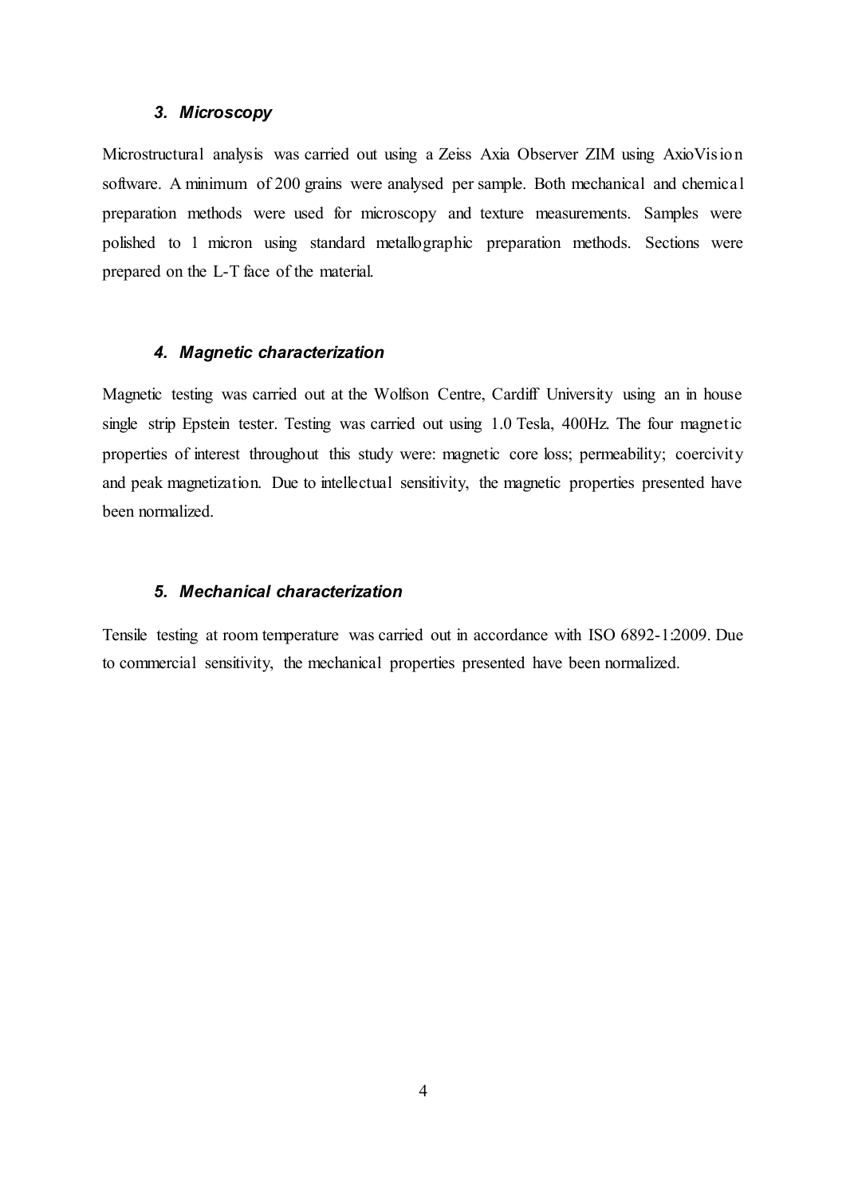### *3. Microscopy*

Microstructural analysis was carried out using a Zeiss Axia Observer ZIM using AxioVision software. A minimum of 200 grains were analysed per sample. Both mechanical and chemical preparation methods were used for microscopy and texture measurements. Samples were polished to 1 micron using standard metallographic preparation methods. Sections were prepared on the L-T face of the material.

### *4. Magnetic characterization*

Magnetic testing was carried out at the Wolfson Centre, Cardiff University using an in house single strip Epstein tester. Testing was carried out using 1.0 Tesla, 400Hz. The four magnetic properties of interest throughout this study were: magnetic core loss; permeability; coercivity and peak magnetization. Due to intellectual sensitivity, the magnetic properties presented have been normalized.

### *5. Mechanical characterization*

Tensile testing at room temperature was carried out in accordance with ISO 6892-1:2009. Due to commercial sensitivity, the mechanical properties presented have been normalized.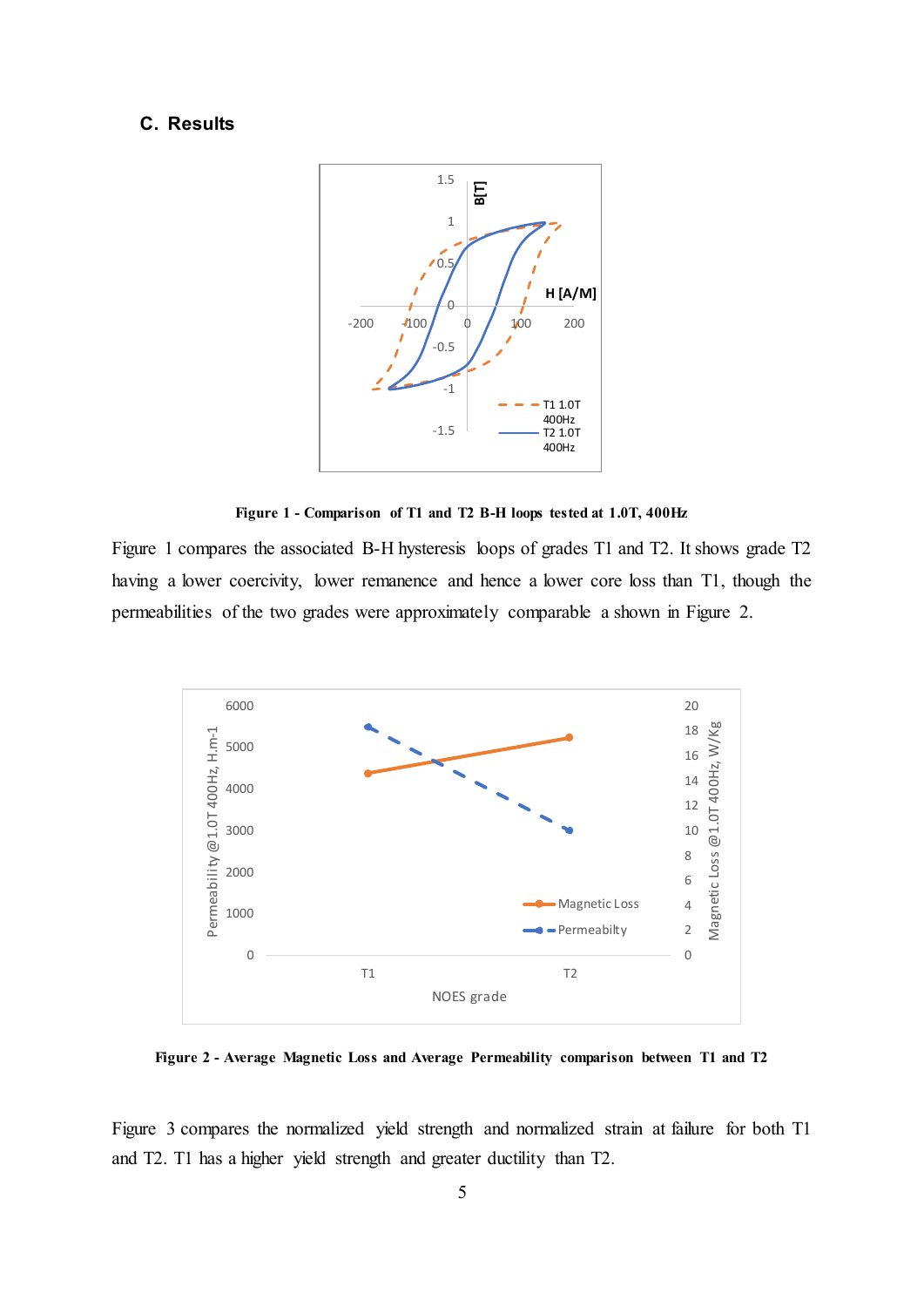### C. Results

**Figure 1 - Comparison of T1 and T2 B-H loops tested at 1.0T, 400Hz**

Figure 1 compares the associated B-H hysteresis loops of grades T1 and T2. It shows grade T2 having a lower coercivity, lower remanence and hence a lower core loss than T1, though the permeabilities of the two grades were approximately comparable a shown in Figure 2.

**Figure 2 - Average Magnetic Loss and Average Permeability comparison between T1 and T2**

Figure 3 compares the normalized yield strength and normalized strain at failure for both T1 and T2. T1 has a higher yield strength and greater ductility than T2.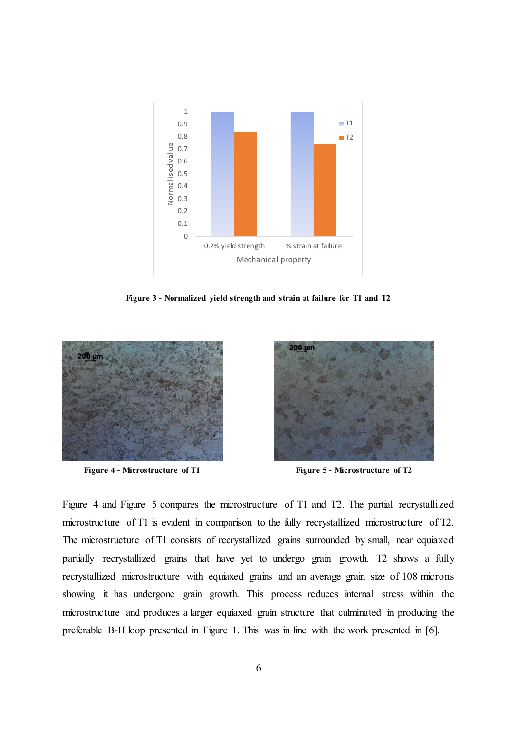**Figure 3 - Normalized yield strength and strain at failure for T1 and T2**

**Figure 4 - Microstructure of T1**

**Figure 5 - Microstructure of T2**

Figure 4 and Figure 5 compares the microstructure of T1 and T2. The partial recrystallized microstructure of T1 is evident in comparison to the fully recrystallized microstructure of T2. The microstructure of T1 consists of recrystallized grains surrounded by small, near equiaxed partially recrystallized grains that have yet to undergo grain growth. T2 shows a fully recrystallized microstructure with equiaxed grains and an average grain size of 108 microns showing it has undergone grain growth. This process reduces internal stress within the microstructure and produces a larger equiaxed grain structure that culminated in producing the preferable B-H loop presented in Figure 1. This was in line with the work presented in [6].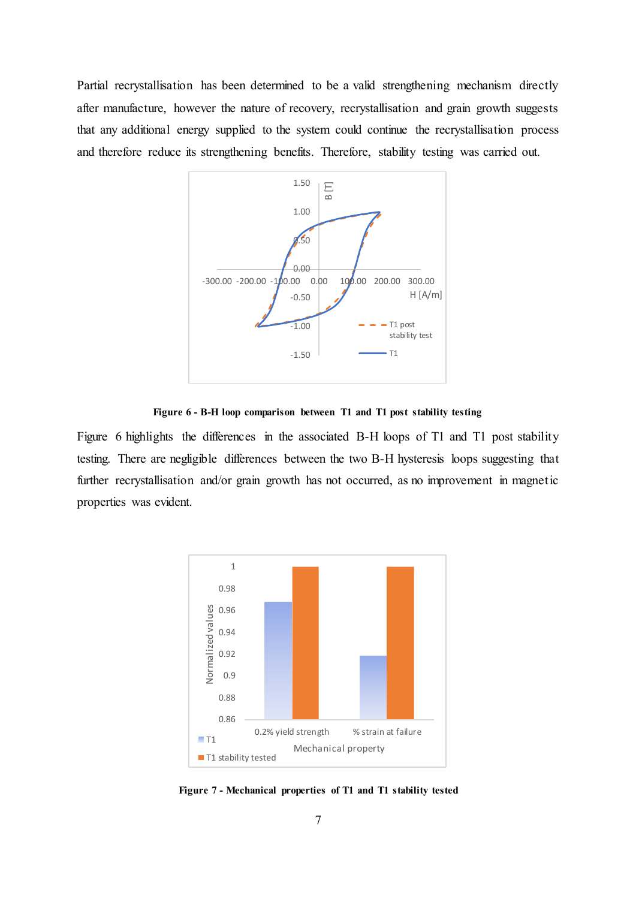Partial recrystallisation has been determined to be a valid strengthening mechanism directly after manufacture, however the nature of recovery, recrystallisation and grain growth suggests that any additional energy supplied to the system could continue the recrystallisation process and therefore reduce its strengthening benefits. Therefore, stability testing was carried out.

**Figure 6 - B-H loop comparison between T1 and T1 post stability testing**

Figure 6 highlights the differences in the associated B-H loops of T1 and T1 post stability testing. There are negligible differences between the two B-H hysteresis loops suggesting that further recrystallisation and/or grain growth has not occurred, as no improvement in magnetic properties was evident.

**Figure 7 - Mechanical properties of T1 and T1 stability tested**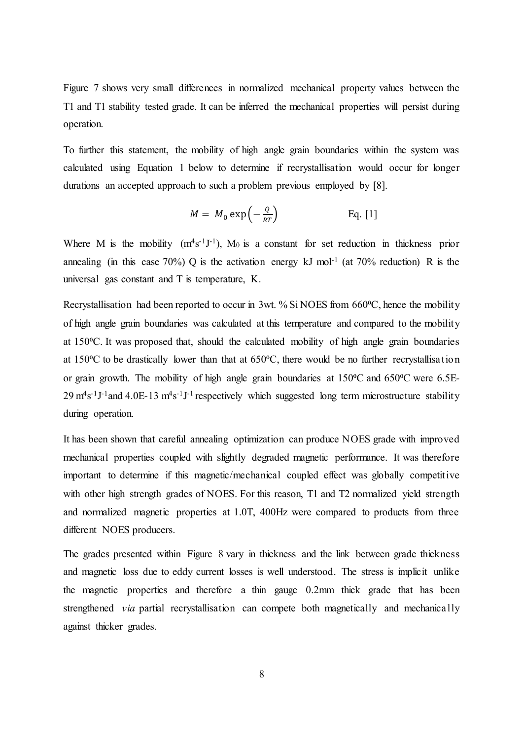Figure 7 shows very small differences in normalized mechanical property values between the T1 and T1 stability tested grade. It can be inferred the mechanical properties will persist during operation.

To further this statement, the mobility of high angle grain boundaries within the system was calculated using Equation 1 below to determine if recrystallisation would occur for longer durations an accepted approach to such a problem previous employed by [8].

$$M = M_0 \exp\left(-\frac{Q}{RT}\right) \qquad \text{Eq. [1]}$$

Where M is the mobility ($m^4 s^{-1} J^{-1}$), $M_0$ is a constant for set reduction in thickness prior annealing (in this case 70%) Q is the activation energy kJ $mol^{-1}$ (at 70% reduction) R is the universal gas constant and T is temperature, K.

Recrystallisation had been reported to occur in 3wt. % Si NOES from 660ºC, hence the mobility of high angle grain boundaries was calculated at this temperature and compared to the mobility at 150ºC. It was proposed that, should the calculated mobility of high angle grain boundaries at 150ºC to be drastically lower than that at 650ºC, there would be no further recrystallisation or grain growth. The mobility of high angle grain boundaries at 150ºC and 650ºC were 6.5E-29 $m^4 s^{-1} J^{-1}$ and 4.0E-13 $m^4 s^{-1} J^{-1}$ respectively which suggested long term microstructure stability during operation.

It has been shown that careful annealing optimization can produce NOES grade with improved mechanical properties coupled with slightly degraded magnetic performance. It was therefore important to determine if this magnetic/mechanical coupled effect was globally competitive with other high strength grades of NOES. For this reason, T1 and T2 normalized yield strength and normalized magnetic properties at 1.0T, 400Hz were compared to products from three different NOES producers.

The grades presented within Figure 8 vary in thickness and the link between grade thickness and magnetic loss due to eddy current losses is well understood. The stress is implicit unlike the magnetic properties and therefore a thin gauge 0.2mm thick grade that has been strengthened *via* partial recrystallisation can compete both magnetically and mechanically against thicker grades.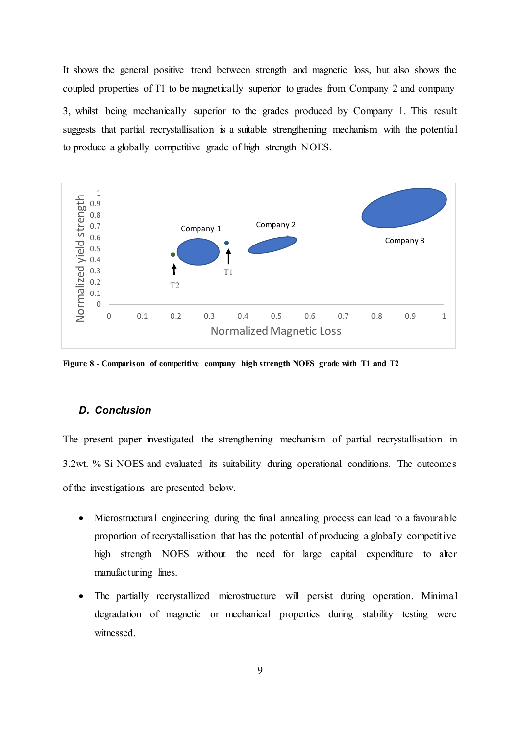It shows the general positive trend between strength and magnetic loss, but also shows the coupled properties of T1 to be magnetically superior to grades from Company 2 and company 3, whilst being mechanically superior to the grades produced by Company 1. This result suggests that partial recrystallisation is a suitable strengthening mechanism with the potential to produce a globally competitive grade of high strength NOES.

**Figure 8 - Comparison of competitive company high strength NOES grade with T1 and T2**

### *D. Conclusion*

The present paper investigated the strengthening mechanism of partial recrystallisation in 3.2wt. % Si NOES and evaluated its suitability during operational conditions. The outcomes of the investigations are presented below.

- Microstructural engineering during the final annealing process can lead to a favourable proportion of recrystallisation that has the potential of producing a globally competitive high strength NOES without the need for large capital expenditure to alter manufacturing lines.
- The partially recrystallized microstructure will persist during operation. Minimal degradation of magnetic or mechanical properties during stability testing were witnessed.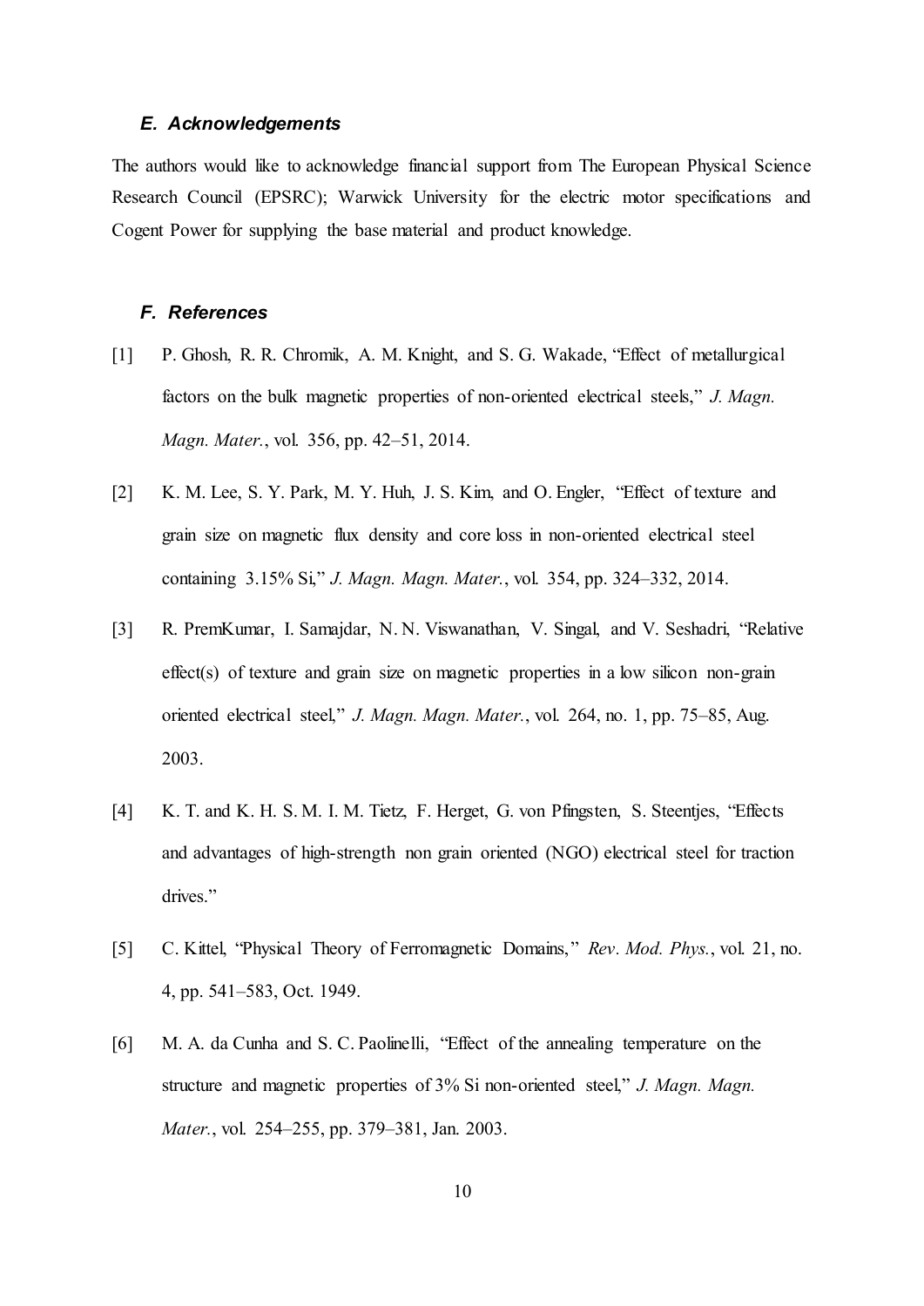### *E. Acknowledgements*

The authors would like to acknowledge financial support from The European Physical Science Research Council (EPSRC); Warwick University for the electric motor specifications and Cogent Power for supplying the base material and product knowledge.

### *F. References*

[1] P. Ghosh, R. R. Chromik, A. M. Knight, and S. G. Wakade, "Effect of metallurgical factors on the bulk magnetic properties of non-oriented electrical steels," *J. Magn. Magn. Mater.*, vol. 356, pp. 42–51, 2014.

[2] K. M. Lee, S. Y. Park, M. Y. Huh, J. S. Kim, and O. Engler, "Effect of texture and grain size on magnetic flux density and core loss in non-oriented electrical steel containing 3.15% Si," *J. Magn. Magn. Mater.*, vol. 354, pp. 324–332, 2014.

[3] R. PremKumar, I. Samajdar, N. N. Viswanathan, V. Singal, and V. Seshadri, "Relative effect(s) of texture and grain size on magnetic properties in a low silicon non-grain oriented electrical steel," *J. Magn. Magn. Mater.*, vol. 264, no. 1, pp. 75–85, Aug. 2003.

[4] K. T. and K. H. S. M. I. M. Tietz, F. Herget, G. von Pfingsten, S. Steentjes, "Effects and advantages of high-strength non grain oriented (NGO) electrical steel for traction drives."

[5] C. Kittel, "Physical Theory of Ferromagnetic Domains," *Rev. Mod. Phys.*, vol. 21, no. 4, pp. 541–583, Oct. 1949.

[6] M. A. da Cunha and S. C. Paolinelli, "Effect of the annealing temperature on the structure and magnetic properties of 3% Si non-oriented steel," *J. Magn. Magn. Mater.*, vol. 254–255, pp. 379–381, Jan. 2003.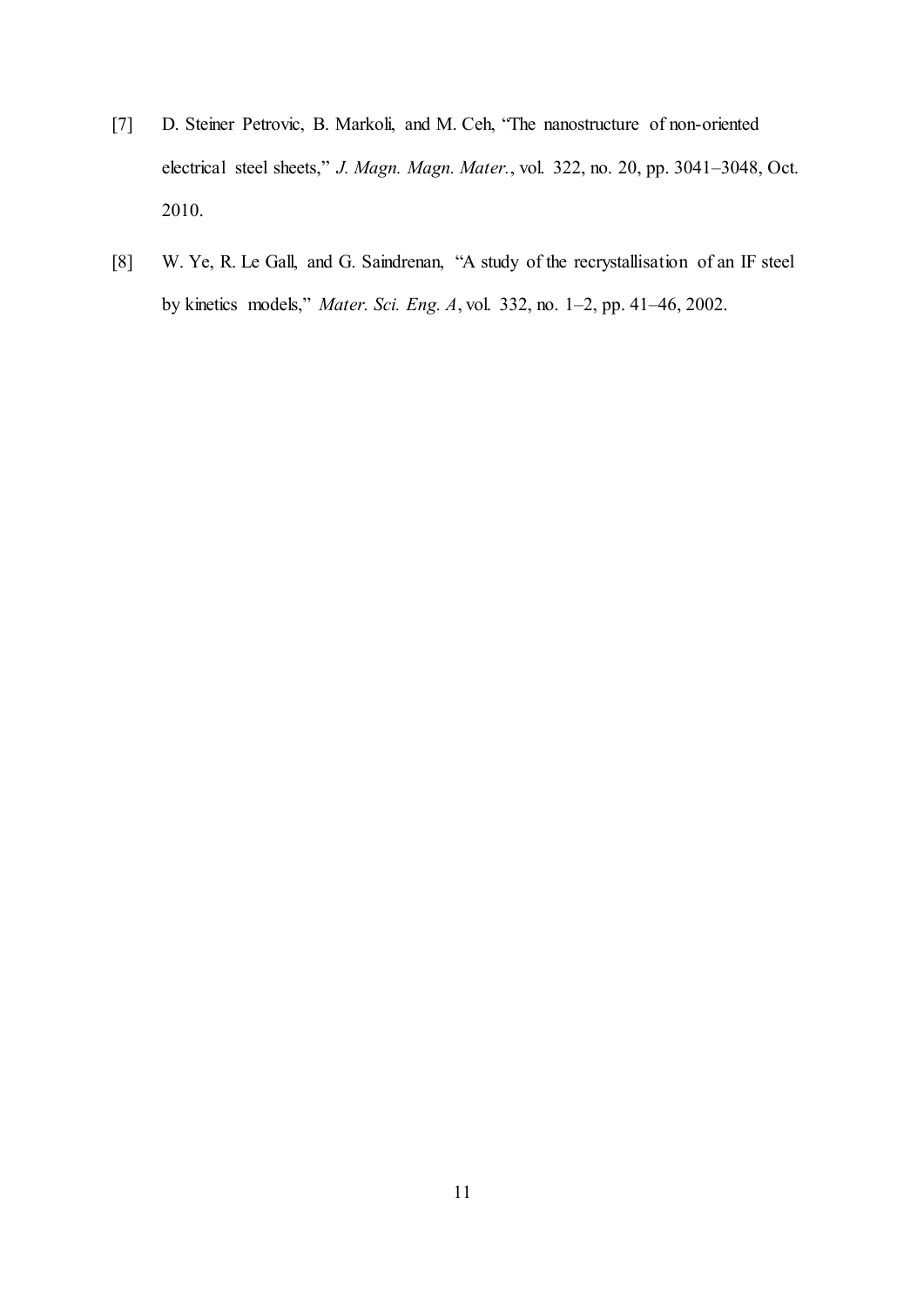[7] D. Steiner Petrovic, B. Markoli, and M. Ceh, "The nanostructure of non-oriented electrical steel sheets," *J. Magn. Magn. Mater.*, vol. 322, no. 20, pp. 3041–3048, Oct. 2010.

[8] W. Ye, R. Le Gall, and G. Saindrenan, "A study of the recrystallisation of an IF steel by kinetics models," *Mater. Sci. Eng. A*, vol. 332, no. 1–2, pp. 41–46, 2002.